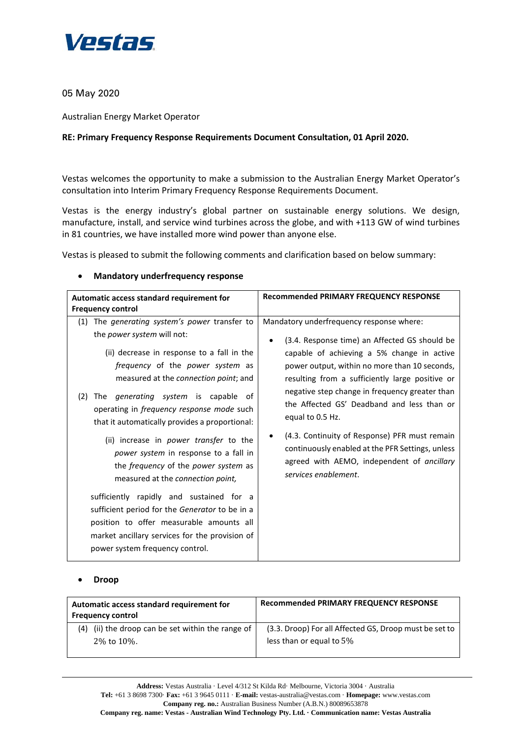Vestas

05 May 2020

Australian Energy Market Operator

**RE: Primary Frequency Response Requirements Document Consultation, 01 April 2020.**

Vestas welcomes the opportunity to make a submission to the Australian Energy Market Operator's consultation into Interim Primary Frequency Response Requirements Document.

Vestas is the energy industry's global partner on sustainable energy solutions. We design, manufacture, install, and service wind turbines across the globe, and with +113 GW of wind turbines in 81 countries, we have installed more wind power than anyone else.

Vestas is pleased to submit the following comments and clarification based on below summary:

- **Mandatory underfrequency response**

| Automatic access standard requirement for Frequency control | Recommended PRIMARY FREQUENCY RESPONSE |
|---|---|
| (1) The *generating system's power* transfer to the *power system* will not:<br>(ii) decrease in response to a fall in the *frequency* of the *power system* as measured at the *connection point*; and<br>(2) The *generating system* is capable of operating in *frequency response mode* such that it automatically provides a proportional:<br>(ii) increase in *power transfer* to the *power system* in response to a fall in the *frequency* of the *power system* as measured at the *connection point,*<br>sufficiently rapidly and sustained for a sufficient period for the *Generator* to be in a position to offer measurable amounts all market ancillary services for the provision of power system frequency control. | Mandatory underfrequency response where:<br>• (3.4. Response time) an Affected GS should be capable of achieving a 5% change in active power output, within no more than 10 seconds, resulting from a sufficiently large positive or negative step change in frequency greater than the Affected GS' Deadband and less than or equal to 0.5 Hz.<br>• (4.3. Continuity of Response) PFR must remain continuously enabled at the PFR Settings, unless agreed with AEMO, independent of *ancillary services enablement*. |

- **Droop**

| Automatic access standard requirement for Frequency control | Recommended PRIMARY FREQUENCY RESPONSE |
|---|---|
| (4) (ii) the droop can be set within the range of 2% to 10%. | (3.3. Droop) For all Affected GS, Droop must be set to less than or equal to 5% |

**Address:** Vestas Australia · Level 4/312 St Kilda Rd· Melbourne, Victoria 3004 · Australia
**Tel:** +61 3 8698 7300· **Fax:** +61 3 9645 0111 · **E-mail:** vestas-australia@vestas.com · **Homepage:** www.vestas.com
**Company reg. no.:** Australian Business Number (A.B.N.) 80089653878
**Company reg. name: Vestas - Australian Wind Technology Pty. Ltd. · Communication name: Vestas Australia**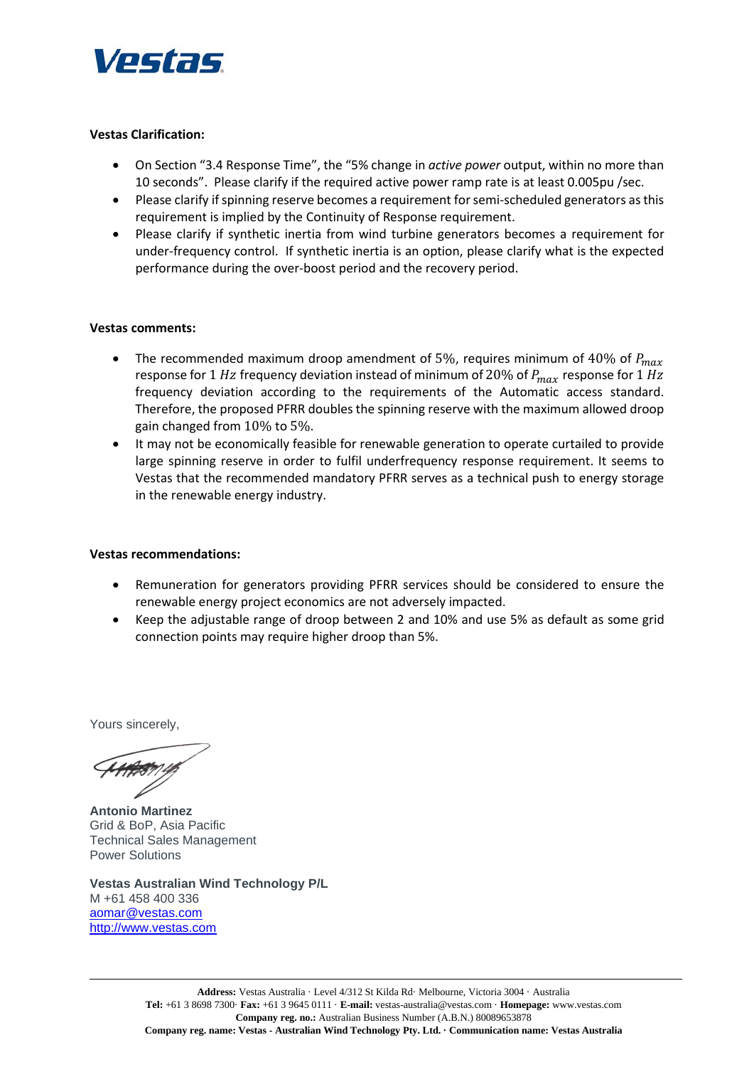Vestas

**Vestas Clarification:**

- On Section "3.4 Response Time", the "5% change in *active power* output, within no more than 10 seconds". Please clarify if the required active power ramp rate is at least 0.005pu /sec.
- Please clarify if spinning reserve becomes a requirement for semi-scheduled generators as this requirement is implied by the Continuity of Response requirement.
- Please clarify if synthetic inertia from wind turbine generators becomes a requirement for under-frequency control. If synthetic inertia is an option, please clarify what is the expected performance during the over-boost period and the recovery period.

**Vestas comments:**

- The recommended maximum droop amendment of 5%, requires minimum of 40% of $P_{max}$ response for 1 $Hz$ frequency deviation instead of minimum of 20% of $P_{max}$ response for 1 $Hz$ frequency deviation according to the requirements of the Automatic access standard. Therefore, the proposed PFRR doubles the spinning reserve with the maximum allowed droop gain changed from 10% to 5%.
- It may not be economically feasible for renewable generation to operate curtailed to provide large spinning reserve in order to fulfil underfrequency response requirement. It seems to Vestas that the recommended mandatory PFRR serves as a technical push to energy storage in the renewable energy industry.

**Vestas recommendations:**

- Remuneration for generators providing PFRR services should be considered to ensure the renewable energy project economics are not adversely impacted.
- Keep the adjustable range of droop between 2 and 10% and use 5% as default as some grid connection points may require higher droop than 5%.

Yours sincerely,

**Antonio Martinez**
Grid & BoP, Asia Pacific
Technical Sales Management
Power Solutions

**Vestas Australian Wind Technology P/L**
M +61 458 400 336
aomar@vestas.com
http://www.vestas.com

**Address:** Vestas Australia · Level 4/312 St Kilda Rd· Melbourne, Victoria 3004 · Australia
**Tel:** +61 3 8698 7300· **Fax:** +61 3 9645 0111 · **E-mail:** vestas-australia@vestas.com · **Homepage:** www.vestas.com
**Company reg. no.:** Australian Business Number (A.B.N.) 80089653878
**Company reg. name: Vestas - Australian Wind Technology Pty. Ltd. · Communication name: Vestas Australia**